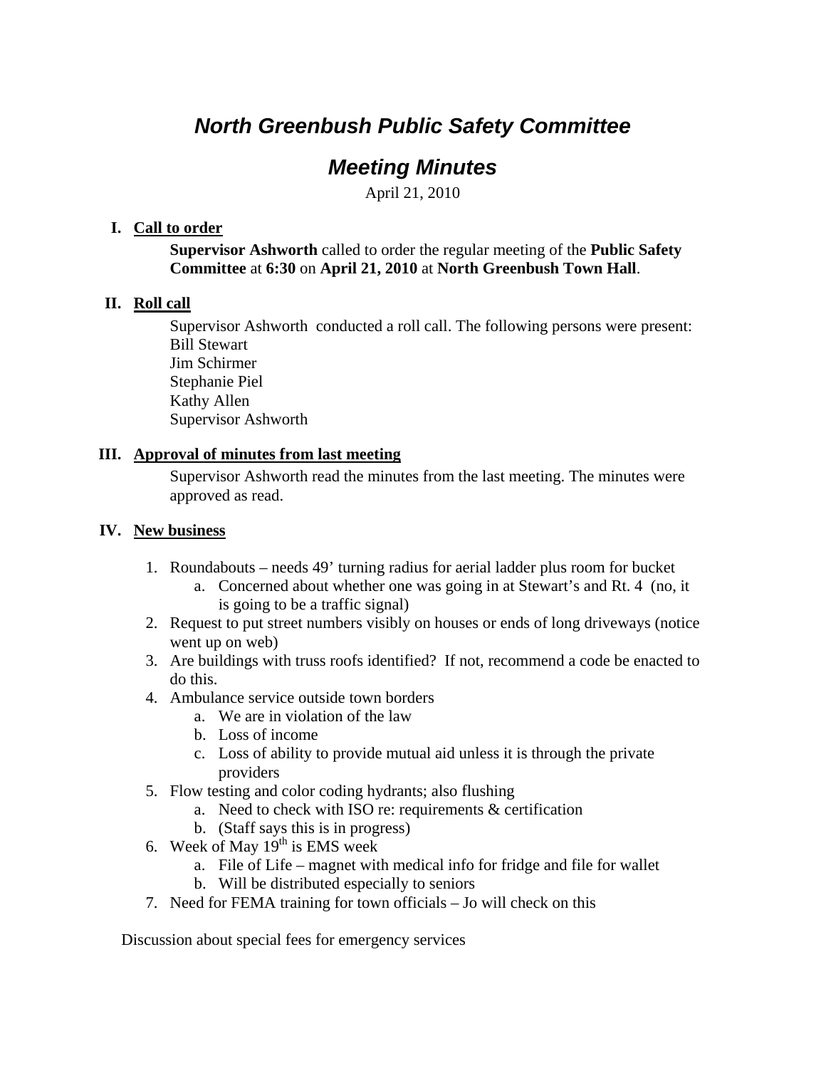# *North Greenbush Public Safety Committee*

## *Meeting Minutes*

April 21, 2010

**I. Call to order**

**Supervisor Ashworth** called to order the regular meeting of the **Public Safety Committee** at **6:30** on **April 21, 2010** at **North Greenbush Town Hall**.

**II. Roll call**

Supervisor Ashworth conducted a roll call. The following persons were present:
Bill Stewart
Jim Schirmer
Stephanie Piel
Kathy Allen
Supervisor Ashworth

**III. Approval of minutes from last meeting**

Supervisor Ashworth read the minutes from the last meeting. The minutes were approved as read.

**IV. New business**

1. Roundabouts – needs 49' turning radius for aerial ladder plus room for bucket
   a. Concerned about whether one was going in at Stewart's and Rt. 4 (no, it is going to be a traffic signal)
2. Request to put street numbers visibly on houses or ends of long driveways (notice went up on web)
3. Are buildings with truss roofs identified? If not, recommend a code be enacted to do this.
4. Ambulance service outside town borders
   a. We are in violation of the law
   b. Loss of income
   c. Loss of ability to provide mutual aid unless it is through the private providers
5. Flow testing and color coding hydrants; also flushing
   a. Need to check with ISO re: requirements & certification
   b. (Staff says this is in progress)
6. Week of May 19th is EMS week
   a. File of Life – magnet with medical info for fridge and file for wallet
   b. Will be distributed especially to seniors
7. Need for FEMA training for town officials – Jo will check on this

Discussion about special fees for emergency services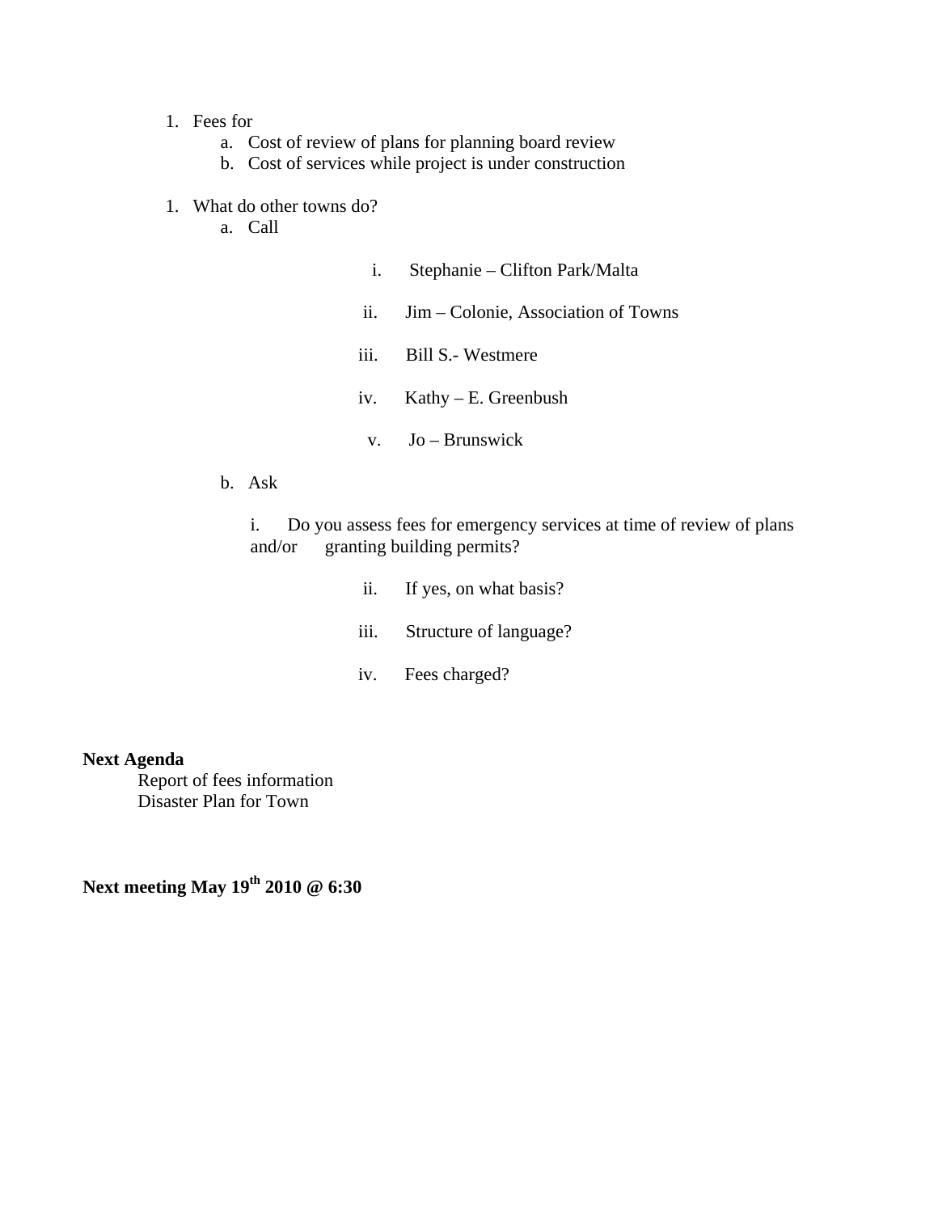1. Fees for
    a. Cost of review of plans for planning board review
    b. Cost of services while project is under construction

1. What do other towns do?
    a. Call
        i. Stephanie – Clifton Park/Malta
        ii. Jim – Colonie, Association of Towns
        iii. Bill S.- Westmere
        iv. Kathy – E. Greenbush
        v. Jo – Brunswick
    b. Ask
        i. Do you assess fees for emergency services at time of review of plans and/or granting building permits?
        ii. If yes, on what basis?
        iii. Structure of language?
        iv. Fees charged?

**Next Agenda**

Report of fees information

Disaster Plan for Town

**Next meeting May 19th 2010 @ 6:30**